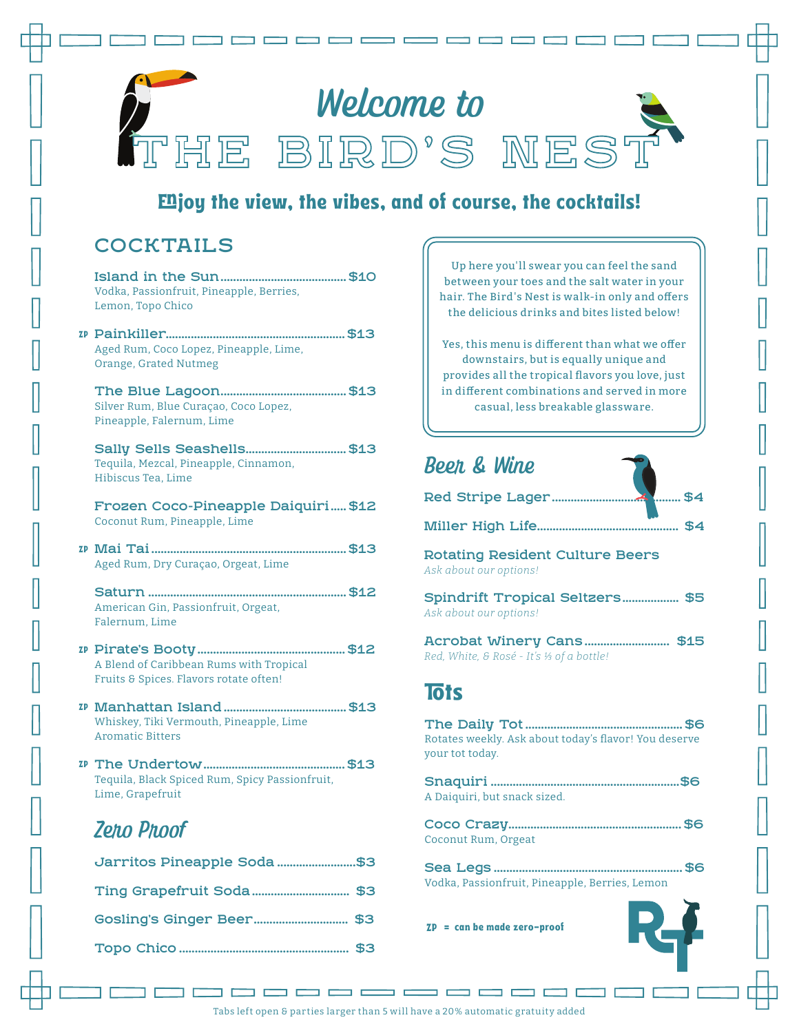# Welcome to THE BIRD'S NEST

**Enjoy the view, the vibes, and of course, the cocktails!**

## COCKTAILS

**Island in the Sun** ........ $10
Vodka, Passionfruit, Pineapple, Berries, Lemon, Topo Chico

ZP **Painkiller** ........ $13
Aged Rum, Coco Lopez, Pineapple, Lime, Orange, Grated Nutmeg

**The Blue Lagoon** ........ $13
Silver Rum, Blue Curaçao, Coco Lopez, Pineapple, Falernum, Lime

**Sally Sells Seashells** ........ $13
Tequila, Mezcal, Pineapple, Cinnamon, Hibiscus Tea, Lime

**Frozen Coco-Pineapple Daiquiri** ..... $12
Coconut Rum, Pineapple, Lime

ZP **Mai Tai** ........ $13
Aged Rum, Dry Curaçao, Orgeat, Lime

**Saturn** ........ $12
American Gin, Passionfruit, Orgeat, Falernum, Lime

ZP **Pirate's Booty** ........ $12
A Blend of Caribbean Rums with Tropical Fruits & Spices. Flavors rotate often!

ZP **Manhattan Island** ........ $13
Whiskey, Tiki Vermouth, Pineapple, Lime Aromatic Bitters

ZP **The Undertow** ........ $13
Tequila, Black Spiced Rum, Spicy Passionfruit, Lime, Grapefruit

## Zero Proof

**Jarritos Pineapple Soda** ........ $3

**Ting Grapefruit Soda** ........ $3

**Gosling's Ginger Beer** ........ $3

**Topo Chico** ........ $3

---

Up here you'll swear you can feel the sand between your toes and the salt water in your hair. The Bird's Nest is walk-in only and offers the delicious drinks and bites listed below!

Yes, this menu is different than what we offer downstairs, but is equally unique and provides all the tropical flavors you love, just in different combinations and served in more casual, less breakable glassware.

## Beer & Wine

**Red Stripe Lager** ........ $4

**Miller High Life** ........ $4

**Rotating Resident Culture Beers**
*Ask about our options!*

**Spindrift Tropical Seltzers** ........ $5
*Ask about our options!*

**Acrobat Winery Cans** ........ $15
*Red, White, & Rosé - It's ⅓ of a bottle!*

## Tots

**The Daily Tot** ........ $6
Rotates weekly. Ask about today's flavor! You deserve your tot today.

**Snaquiri** ........ $6
A Daiquiri, but snack sized.

**Coco Crazy** ........ $6
Coconut Rum, Orgeat

**Sea Legs** ........ $6
Vodka, Passionfruit, Pineapple, Berries, Lemon

ZP = can be made zero-proof

Tabs left open & parties larger than 5 will have a 20% automatic gratuity added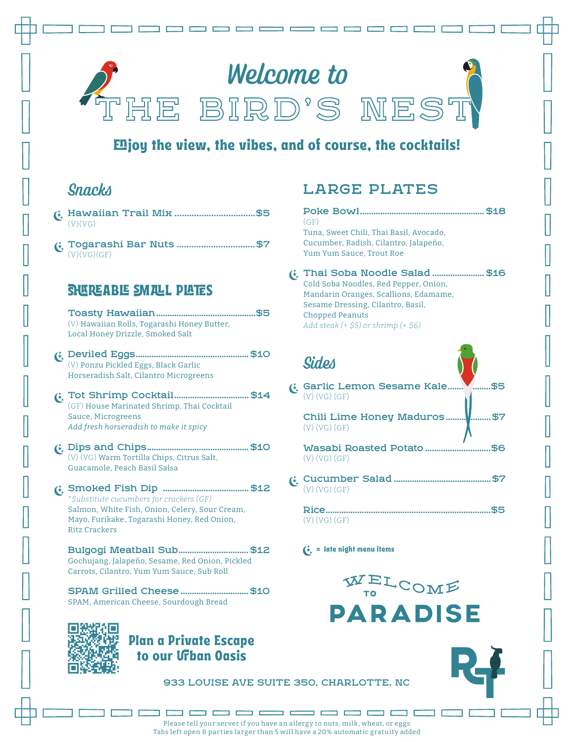# Welcome to THE BIRD'S NEST

## Enjoy the view, the vibes, and of course, the cocktails!

## Snacks

☾ **Hawaiian Trail Mix** ........ $5
(V)(VG)

☾ **Togarashi Bar Nuts** ........ $7
(V)(VG)(GF)

## SHAREABLE SMALL PLATES

**Toasty Hawaiian** ........ $5
(V) Hawaiian Rolls, Togarashi Honey Butter, Local Honey Drizzle, Smoked Salt

☾ **Deviled Eggs** ........ $10
(V) Ponzu Pickled Eggs, Black Garlic Horseradish Salt, Cilantro Microgreens

☾ **Tot Shrimp Cocktail** ........ $14
(GF) House Marinated Shrimp, Thai Cocktail Sauce, Microgreens
*Add fresh horseradish to make it spicy*

☾ **Dips and Chips** ........ $10
(V) (VG) Warm Tortilla Chips, Citrus Salt, Guacamole, Peach Basil Salsa

☾ **Smoked Fish Dip** ........ $12
*\*Substitute cucumbers for crackers (GF)*
Salmon, White Fish, Onion, Celery, Sour Cream, Mayo, Furikake, Togarashi Honey, Red Onion, Ritz Crackers

**Bulgogi Meatball Sub** ........ $12
Gochujang, Jalapeño, Sesame, Red Onion, Pickled Carrots, Cilantro, Yum Yum Sauce, Sub Roll

**SPAM Grilled Cheese** ........ $10
SPAM, American Cheese, Sourdough Bread

## LARGE PLATES

**Poke Bowl** ........ $18
(GF)
Tuna, Sweet Chili, Thai Basil, Avocado, Cucumber, Radish, Cilantro, Jalapeño, Yum Yum Sauce, Trout Roe

☾ **Thai Soba Noodle Salad** ........ $16
Cold Soba Noodles, Red Pepper, Onion, Mandarin Oranges, Scallions, Edamame, Sesame Dressing, Cilantro, Basil, Chopped Peanuts
*Add steak (+ $5) or shrimp (+ $6)*

## Sides

☾ **Garlic Lemon Sesame Kale** ........ $5
(V) (VG) (GF)

**Chili Lime Honey Maduros** ........ $7
(V) (VG) (GF)

**Wasabi Roasted Potato** ........ $6
(V) (VG) (GF)

☾ **Cucumber Salad** ........ $7
(V) (VG) (GF)

**Rice** ........ $5
(V) (VG) (GF)

☾ = late night menu items

WELCOME TO PARADISE

**Plan a Private Escape to our Urban Oasis**

933 LOUISE AVE SUITE 350, CHARLOTTE, NC

Please tell your server if you have an allergy to nuts, milk, wheat, or eggs
Tabs left open & parties larger than 5 will have a 20% automatic gratuity added